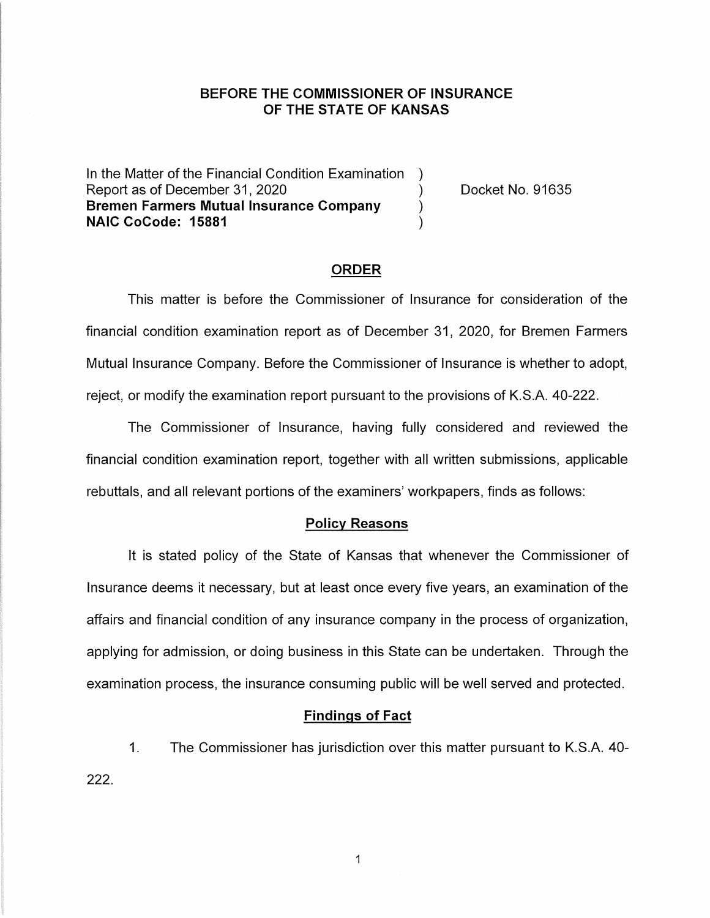# BEFORE THE COMMISSIONER OF INSURANCE OF THE STATE OF KANSAS

In the Matter of the Financial Condition Examination )
Report as of December 31, 2020 )
**Bremen Farmers Mutual Insurance Company** )
**NAIC CoCode: 15881** )

Docket No. 91635

## ORDER

This matter is before the Commissioner of Insurance for consideration of the financial condition examination report as of December 31, 2020, for Bremen Farmers Mutual Insurance Company. Before the Commissioner of Insurance is whether to adopt, reject, or modify the examination report pursuant to the provisions of K.S.A. 40-222.

The Commissioner of Insurance, having fully considered and reviewed the financial condition examination report, together with all written submissions, applicable rebuttals, and all relevant portions of the examiners' workpapers, finds as follows:

### Policy Reasons

It is stated policy of the State of Kansas that whenever the Commissioner of Insurance deems it necessary, but at least once every five years, an examination of the affairs and financial condition of any insurance company in the process of organization, applying for admission, or doing business in this State can be undertaken. Through the examination process, the insurance consuming public will be well served and protected.

### Findings of Fact

1. The Commissioner has jurisdiction over this matter pursuant to K.S.A. 40-222.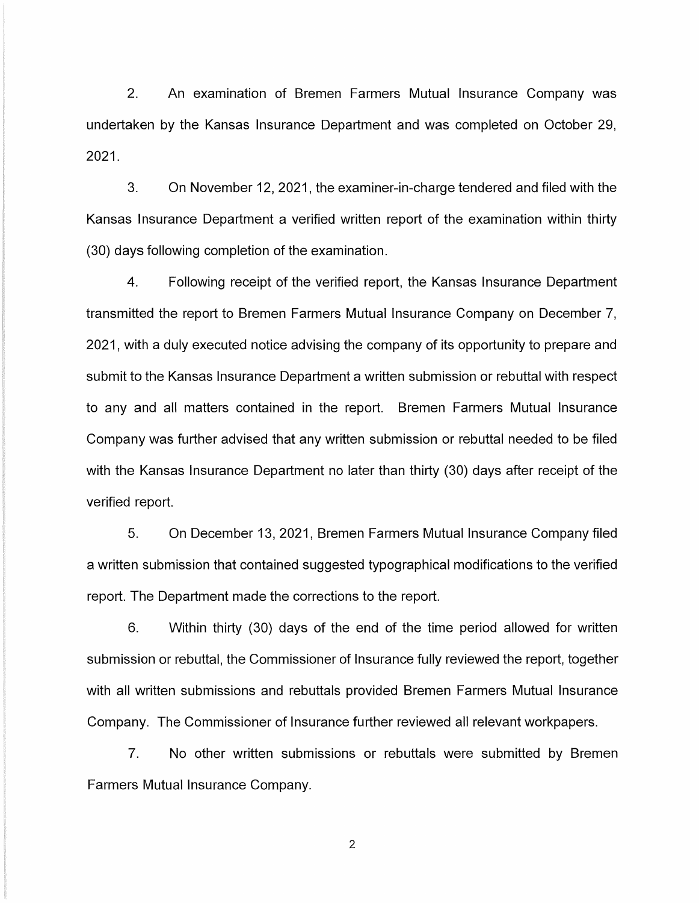2. An examination of Bremen Farmers Mutual Insurance Company was undertaken by the Kansas Insurance Department and was completed on October 29, 2021.

3. On November 12, 2021, the examiner-in-charge tendered and filed with the Kansas Insurance Department a verified written report of the examination within thirty (30) days following completion of the examination.

4. Following receipt of the verified report, the Kansas Insurance Department transmitted the report to Bremen Farmers Mutual Insurance Company on December 7, 2021, with a duly executed notice advising the company of its opportunity to prepare and submit to the Kansas Insurance Department a written submission or rebuttal with respect to any and all matters contained in the report. Bremen Farmers Mutual Insurance Company was further advised that any written submission or rebuttal needed to be filed with the Kansas Insurance Department no later than thirty (30) days after receipt of the verified report.

5. On December 13, 2021, Bremen Farmers Mutual Insurance Company filed a written submission that contained suggested typographical modifications to the verified report. The Department made the corrections to the report.

6. Within thirty (30) days of the end of the time period allowed for written submission or rebuttal, the Commissioner of Insurance fully reviewed the report, together with all written submissions and rebuttals provided Bremen Farmers Mutual Insurance Company. The Commissioner of Insurance further reviewed all relevant workpapers.

7. No other written submissions or rebuttals were submitted by Bremen Farmers Mutual Insurance Company.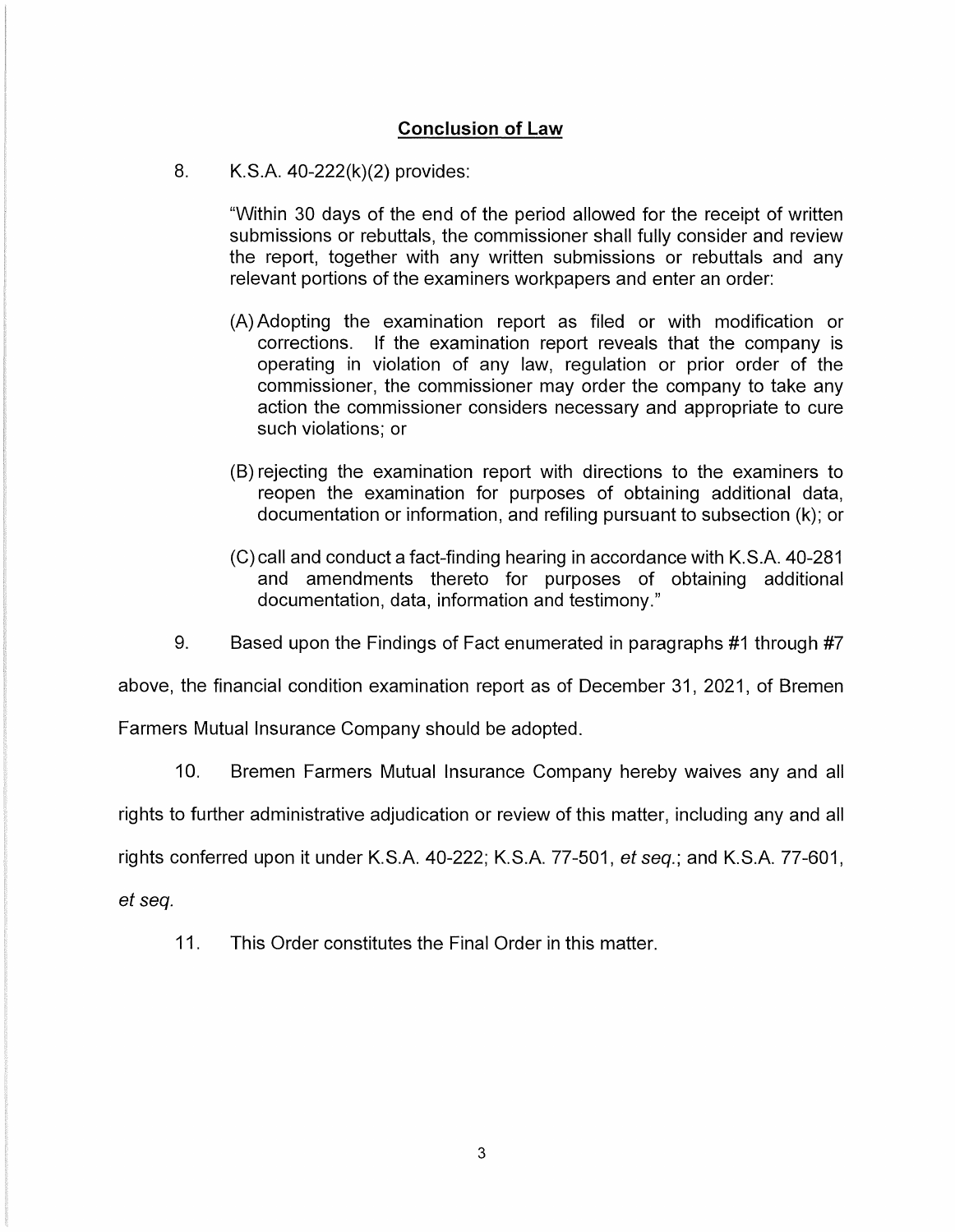## Conclusion of Law

8. K.S.A. 40-222(k)(2) provides:

> "Within 30 days of the end of the period allowed for the receipt of written submissions or rebuttals, the commissioner shall fully consider and review the report, together with any written submissions or rebuttals and any relevant portions of the examiners workpapers and enter an order:
>
> (A) Adopting the examination report as filed or with modification or corrections. If the examination report reveals that the company is operating in violation of any law, regulation or prior order of the commissioner, the commissioner may order the company to take any action the commissioner considers necessary and appropriate to cure such violations; or
>
> (B) rejecting the examination report with directions to the examiners to reopen the examination for purposes of obtaining additional data, documentation or information, and refiling pursuant to subsection (k); or
>
> (C) call and conduct a fact-finding hearing in accordance with K.S.A. 40-281 and amendments thereto for purposes of obtaining additional documentation, data, information and testimony."

9. Based upon the Findings of Fact enumerated in paragraphs #1 through #7 above, the financial condition examination report as of December 31, 2021, of Bremen Farmers Mutual Insurance Company should be adopted.

10. Bremen Farmers Mutual Insurance Company hereby waives any and all rights to further administrative adjudication or review of this matter, including any and all rights conferred upon it under K.S.A. 40-222; K.S.A. 77-501, *et seq.*; and K.S.A. 77-601, *et seq.*

11. This Order constitutes the Final Order in this matter.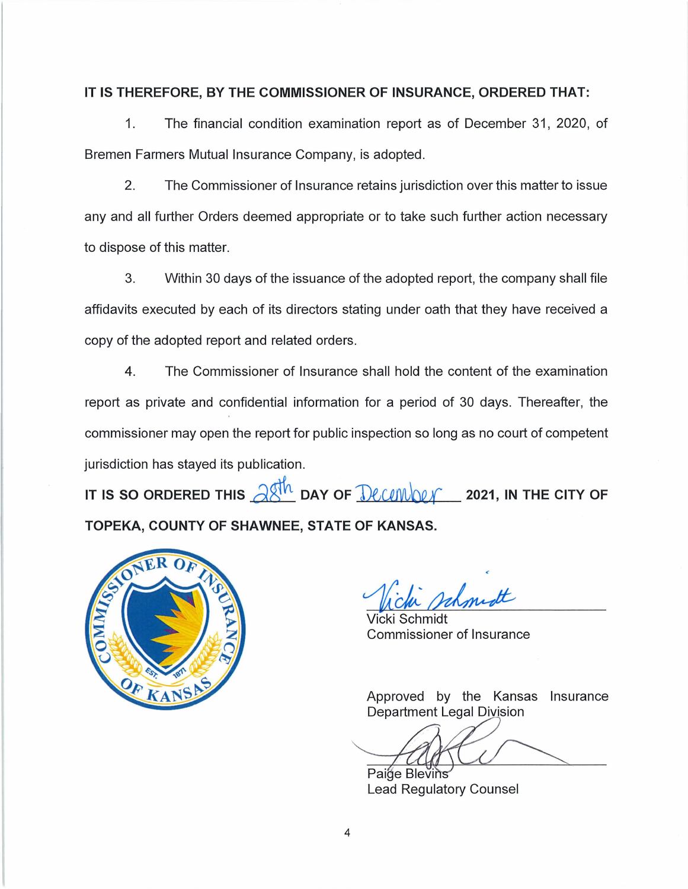**IT IS THEREFORE, BY THE COMMISSIONER OF INSURANCE, ORDERED THAT:**

1. The financial condition examination report as of December 31, 2020, of Bremen Farmers Mutual Insurance Company, is adopted.

2. The Commissioner of Insurance retains jurisdiction over this matter to issue any and all further Orders deemed appropriate or to take such further action necessary to dispose of this matter.

3. Within 30 days of the issuance of the adopted report, the company shall file affidavits executed by each of its directors stating under oath that they have received a copy of the adopted report and related orders.

4. The Commissioner of Insurance shall hold the content of the examination report as private and confidential information for a period of 30 days. Thereafter, the commissioner may open the report for public inspection so long as no court of competent jurisdiction has stayed its publication.

**IT IS SO ORDERED THIS** 28th **DAY OF** December **2021, IN THE CITY OF TOPEKA, COUNTY OF SHAWNEE, STATE OF KANSAS.**

Vicki Schmidt
Commissioner of Insurance

Approved by the Kansas Insurance Department Legal Division

Paige Blevins
Lead Regulatory Counsel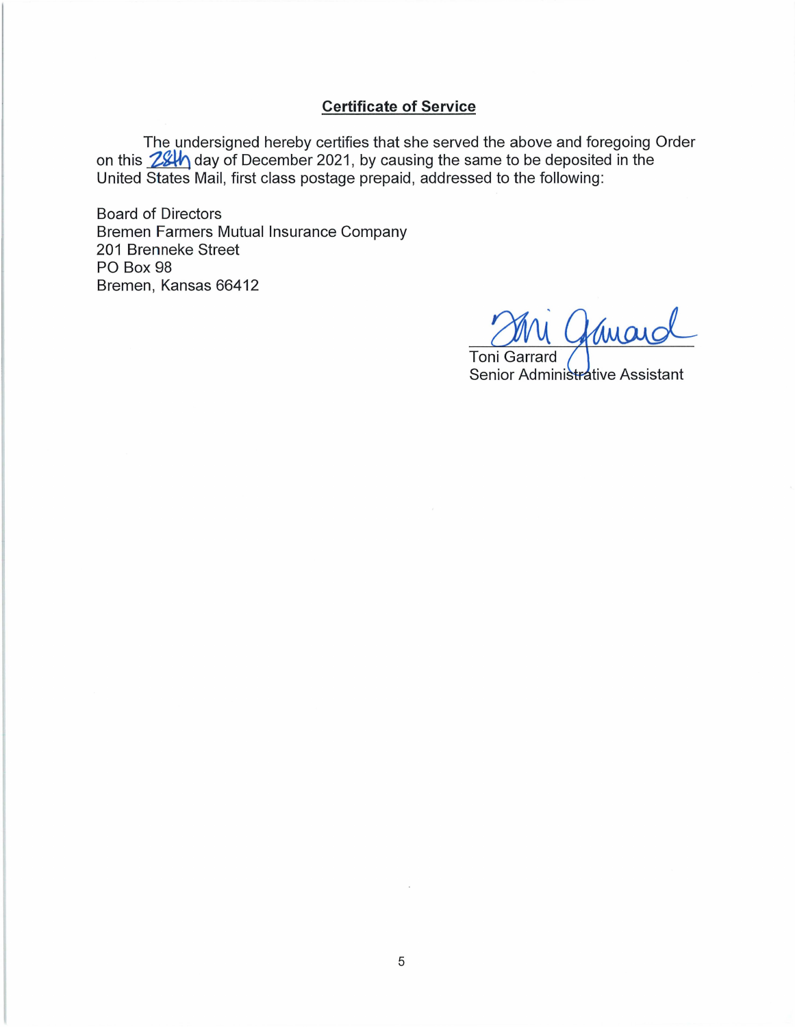## Certificate of Service

The undersigned hereby certifies that she served the above and foregoing Order on this 28th day of December 2021, by causing the same to be deposited in the United States Mail, first class postage prepaid, addressed to the following:

Board of Directors
Bremen Farmers Mutual Insurance Company
201 Brenneke Street
PO Box 98
Bremen, Kansas 66412

Toni Garrard
Senior Administrative Assistant